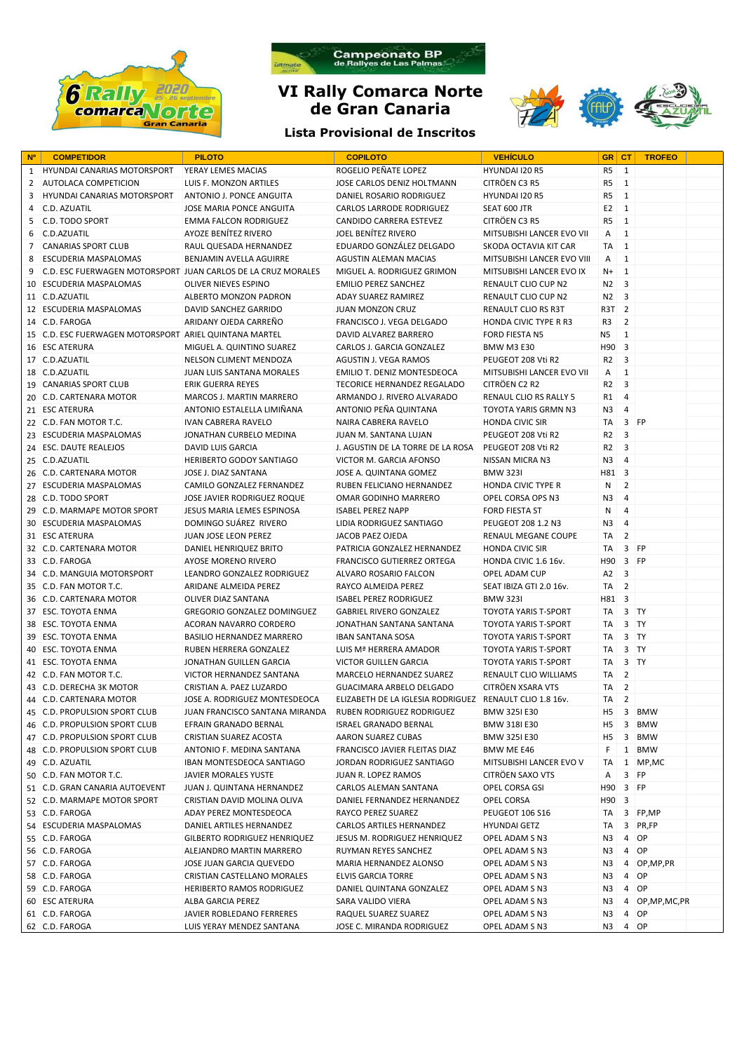# VI Rally Comarca Norte de Gran Canaria

Campeonato BP de Rallyes de Las Palmas

### Lista Provisional de Inscritos

| Nº | COMPETIDOR | PILOTO | COPILOTO | VEHÍCULO | GR | CT | TROFEO |
|---|---|---|---|---|---|---|---|
| 1 | HYUNDAI CANARIAS MOTORSPORT | YERAY LEMES MACIAS | ROGELIO PEÑATE LOPEZ | HYUNDAI I20 R5 | R5 | 1 | |
| 2 | AUTOLACA COMPETICION | LUIS F. MONZON ARTILES | JOSE CARLOS DENIZ HOLTMANN | CITRÖEN C3 R5 | R5 | 1 | |
| 3 | HYUNDAI CANARIAS MOTORSPORT | ANTONIO J. PONCE ANGUITA | DANIEL ROSARIO RODRIGUEZ | HYUNDAI I20 R5 | R5 | 1 | |
| 4 | C.D. AZUATIL | JOSE MARIA PONCE ANGUITA | CARLOS LARRODE RODRIGUEZ | SEAT 600 JTR | E2 | 1 | |
| 5 | C.D. TODO SPORT | EMMA FALCON RODRIGUEZ | CANDIDO CARRERA ESTEVEZ | CITRÖEN C3 R5 | R5 | 1 | |
| 6 | C.D.AZUATIL | AYOZE BENÍTEZ RIVERO | JOEL BENÍTEZ RIVERO | MITSUBISHI LANCER EVO VII | A | 1 | |
| 7 | CANARIAS SPORT CLUB | RAUL QUESADA HERNANDEZ | EDUARDO GONZÁLEZ DELGADO | SKODA OCTAVIA KIT CAR | TA | 1 | |
| 8 | ESCUDERIA MASPALOMAS | BENJAMIN AVELLA AGUIRRE | AGUSTIN ALEMAN MACIAS | MITSUBISHI LANCER EVO VIII | A | 1 | |
| 9 | C.D. ESC FUERWAGEN MOTORSPORT | JUAN CARLOS DE LA CRUZ MORALES | MIGUEL A. RODRIGUEZ GRIMON | MITSUBISHI LANCER EVO IX | N+ | 1 | |
| 10 | ESCUDERIA MASPALOMAS | OLIVER NIEVES ESPINO | EMILIO PEREZ SANCHEZ | RENAULT CLIO CUP N2 | N2 | 3 | |
| 11 | C.D.AZUATIL | ALBERTO MONZON PADRON | ADAY SUAREZ RAMIREZ | RENAULT CLIO CUP N2 | N2 | 3 | |
| 12 | ESCUDERIA MASPALOMAS | DAVID SANCHEZ GARRIDO | JUAN MONZON CRUZ | RENAULT CLIO RS R3T | R3T | 2 | |
| 14 | C.D. FAROGA | ARIDANY OJEDA CARREÑO | FRANCISCO J. VEGA DELGADO | HONDA CIVIC TYPE R R3 | R3 | 2 | |
| 15 | C.D. ESC FUERWAGEN MOTORSPORT | ARIEL QUINTANA MARTEL | DAVID ALVAREZ BARRERO | FORD FIESTA N5 | N5 | 1 | |
| 16 | ESC ATERURA | MIGUEL A. QUINTINO SUAREZ | CARLOS J. GARCIA GONZALEZ | BMW M3 E30 | H90 | 3 | |
| 17 | C.D.AZUATIL | NELSON CLIMENT MENDOZA | AGUSTIN J. VEGA RAMOS | PEUGEOT 208 Vti R2 | R2 | 3 | |
| 18 | C.D.AZUATIL | JUAN LUIS SANTANA MORALES | EMILIO T. DENIZ MONTESDEOCA | MITSUBISHI LANCER EVO VII | A | 1 | |
| 19 | CANARIAS SPORT CLUB | ERIK GUERRA REYES | TECORICE HERNANDEZ REGALADO | CITRÖEN C2 R2 | R2 | 3 | |
| 20 | C.D. CARTENARA MOTOR | MARCOS J. MARTIN MARRERO | ARMANDO J. RIVERO ALVARADO | RENAUL CLIO RS RALLY 5 | R1 | 4 | |
| 21 | ESC ATERURA | ANTONIO ESTALELLA LIMIÑANA | ANTONIO PEÑA QUINTANA | TOYOTA YARIS GRMN N3 | N3 | 4 | |
| 22 | C.D. FAN MOTOR T.C. | IVAN CABRERA RAVELO | NAIRA CABRERA RAVELO | HONDA CIVIC SIR | TA | 3 | FP |
| 23 | ESCUDERIA MASPALOMAS | JONATHAN CURBELO MEDINA | JUAN M. SANTANA LUJAN | PEUGEOT 208 Vti R2 | R2 | 3 | |
| 24 | ESC. DAUTE REALEJOS | DAVID LUIS GARCIA | J. AGUSTIN DE LA TORRE DE LA ROSA | PEUGEOT 208 Vti R2 | R2 | 3 | |
| 25 | C.D.AZUATIL | HERIBERTO GODOY SANTIAGO | VICTOR M. GARCIA AFONSO | NISSAN MICRA N3 | N3 | 4 | |
| 26 | C.D. CARTENARA MOTOR | JOSE J. DIAZ SANTANA | JOSE A. QUINTANA GOMEZ | BMW 323I | H81 | 3 | |
| 27 | ESCUDERIA MASPALOMAS | CAMILO GONZALEZ FERNANDEZ | RUBEN FELICIANO HERNANDEZ | HONDA CIVIC TYPE R | N | 2 | |
| 28 | C.D. TODO SPORT | JOSE JAVIER RODRIGUEZ ROQUE | OMAR GODINHO MARRERO | OPEL CORSA OPS N3 | N3 | 4 | |
| 29 | C.D. MARMAPE MOTOR SPORT | JESUS MARIA LEMES ESPINOSA | ISABEL PEREZ NAPP | FORD FIESTA ST | N | 4 | |
| 30 | ESCUDERIA MASPALOMAS | DOMINGO SUÁREZ RIVERO | LIDIA RODRIGUEZ SANTIAGO | PEUGEOT 208 1.2 N3 | N3 | 4 | |
| 31 | ESC ATERURA | JUAN JOSE LEON PEREZ | JACOB PAEZ OJEDA | RENAUL MEGANE COUPE | TA | 2 | |
| 32 | C.D. CARTENARA MOTOR | DANIEL HENRIQUEZ BRITO | PATRICIA GONZALEZ HERNANDEZ | HONDA CIVIC SIR | TA | 3 | FP |
| 33 | C.D. FAROGA | AYOSE MORENO RIVERO | FRANCISCO GUTIERREZ ORTEGA | HONDA CIVIC 1.6 16v. | H90 | 3 | FP |
| 34 | C.D. MANGUIA MOTORSPORT | LEANDRO GONZALEZ RODRIGUEZ | ALVARO ROSARIO FALCON | OPEL ADAM CUP | A2 | 3 | |
| 35 | C.D. FAN MOTOR T.C. | ARIDANE ALMEIDA PEREZ | RAYCO ALMEIDA PEREZ | SEAT IBIZA GTI 2.0 16v. | TA | 2 | |
| 36 | C.D. CARTENARA MOTOR | OLIVER DIAZ SANTANA | ISABEL PEREZ RODRIGUEZ | BMW 323I | H81 | 3 | |
| 37 | ESC. TOYOTA ENMA | GREGORIO GONZALEZ DOMINGUEZ | GABRIEL RIVERO GONZALEZ | TOYOTA YARIS T-SPORT | TA | 3 | TY |
| 38 | ESC. TOYOTA ENMA | ACORAN NAVARRO CORDERO | JONATHAN SANTANA SANTANA | TOYOTA YARIS T-SPORT | TA | 3 | TY |
| 39 | ESC. TOYOTA ENMA | BASILIO HERNANDEZ MARRERO | IBAN SANTANA SOSA | TOYOTA YARIS T-SPORT | TA | 3 | TY |
| 40 | ESC. TOYOTA ENMA | RUBEN HERRERA GONZALEZ | LUIS Mª HERRERA AMADOR | TOYOTA YARIS T-SPORT | TA | 3 | TY |
| 41 | ESC. TOYOTA ENMA | JONATHAN GUILLEN GARCIA | VICTOR GUILLEN GARCIA | TOYOTA YARIS T-SPORT | TA | 3 | TY |
| 42 | C.D. FAN MOTOR T.C. | VICTOR HERNANDEZ SANTANA | MARCELO HERNANDEZ SUAREZ | RENAULT CLIO WILLIAMS | TA | 2 | |
| 43 | C.D. DERECHA 3K MOTOR | CRISTIAN A. PAEZ LUZARDO | GUACIMARA ARBELO DELGADO | CITRÖEN XSARA VTS | TA | 2 | |
| 44 | C.D. CARTENARA MOTOR | JOSE A. RODRIGUEZ MONTESDEOCA | ELIZABETH DE LA IGLESIA RODRIGUEZ | RENAULT CLIO 1.8 16v. | TA | 2 | |
| 45 | C.D. PROPULSION SPORT CLUB | JUAN FRANCISCO SANTANA MIRANDA | RUBEN RODRIGUEZ RODRIGUEZ | BMW 325I E30 | H5 | 3 | BMW |
| 46 | C.D. PROPULSION SPORT CLUB | EFRAIN GRANADO BERNAL | ISRAEL GRANADO BERNAL | BMW 318I E30 | H5 | 3 | BMW |
| 47 | C.D. PROPULSION SPORT CLUB | CRISTIAN SUAREZ ACOSTA | AARON SUAREZ CUBAS | BMW 325I E30 | H5 | 3 | BMW |
| 48 | C.D. PROPULSION SPORT CLUB | ANTONIO F. MEDINA SANTANA | FRANCISCO JAVIER FLEITAS DIAZ | BMW ME E46 | F | 1 | BMW |
| 49 | C.D. AZUATIL | IBAN MONTESDEOCA SANTIAGO | JORDAN RODRIGUEZ SANTIAGO | MITSUBISHI LANCER EVO V | TA | 1 | MP,MC |
| 50 | C.D. FAN MOTOR T.C. | JAVIER MORALES YUSTE | JUAN R. LOPEZ RAMOS | CITRÖEN SAXO VTS | A | 3 | FP |
| 51 | C.D. GRAN CANARIA AUTOEVENT | JUAN J. QUINTANA HERNANDEZ | CARLOS ALEMAN SANTANA | OPEL CORSA GSI | H90 | 3 | FP |
| 52 | C.D. MARMAPE MOTOR SPORT | CRISTIAN DAVID MOLINA OLIVA | DANIEL FERNANDEZ HERNANDEZ | OPEL CORSA | H90 | 3 | |
| 53 | C.D. FAROGA | ADAY PEREZ MONTESDEOCA | RAYCO PEREZ SUAREZ | PEUGEOT 106 S16 | TA | 3 | FP,MP |
| 54 | ESCUDERIA MASPALOMAS | DANIEL ARTILES HERNANDEZ | CARLOS ARTILES HERNANDEZ | HYUNDAI GETZ | TA | 3 | PR,FP |
| 55 | C.D. FAROGA | GILBERTO RODRIGUEZ HENRIQUEZ | JESUS M. RODRIGUEZ HENRIQUEZ | OPEL ADAM S N3 | N3 | 4 | OP |
| 56 | C.D. FAROGA | ALEJANDRO MARTIN MARRERO | RUYMAN REYES SANCHEZ | OPEL ADAM S N3 | N3 | 4 | OP |
| 57 | C.D. FAROGA | JOSE JUAN GARCIA QUEVEDO | MARIA HERNANDEZ ALONSO | OPEL ADAM S N3 | N3 | 4 | OP,MP,PR |
| 58 | C.D. FAROGA | CRISTIAN CASTELLANO MORALES | ELVIS GARCIA TORRE | OPEL ADAM S N3 | N3 | 4 | OP |
| 59 | C.D. FAROGA | HERIBERTO RAMOS RODRIGUEZ | DANIEL QUINTANA GONZALEZ | OPEL ADAM S N3 | N3 | 4 | OP |
| 60 | ESC ATERURA | ALBA GARCIA PEREZ | SARA VALIDO VIERA | OPEL ADAM S N3 | N3 | 4 | OP,MP,MC,PR |
| 61 | C.D. FAROGA | JAVIER ROBLEDANO FERRERES | RAQUEL SUAREZ SUAREZ | OPEL ADAM S N3 | N3 | 4 | OP |
| 62 | C.D. FAROGA | LUIS YERAY MENDEZ SANTANA | JOSE C. MIRANDA RODRIGUEZ | OPEL ADAM S N3 | N3 | 4 | OP |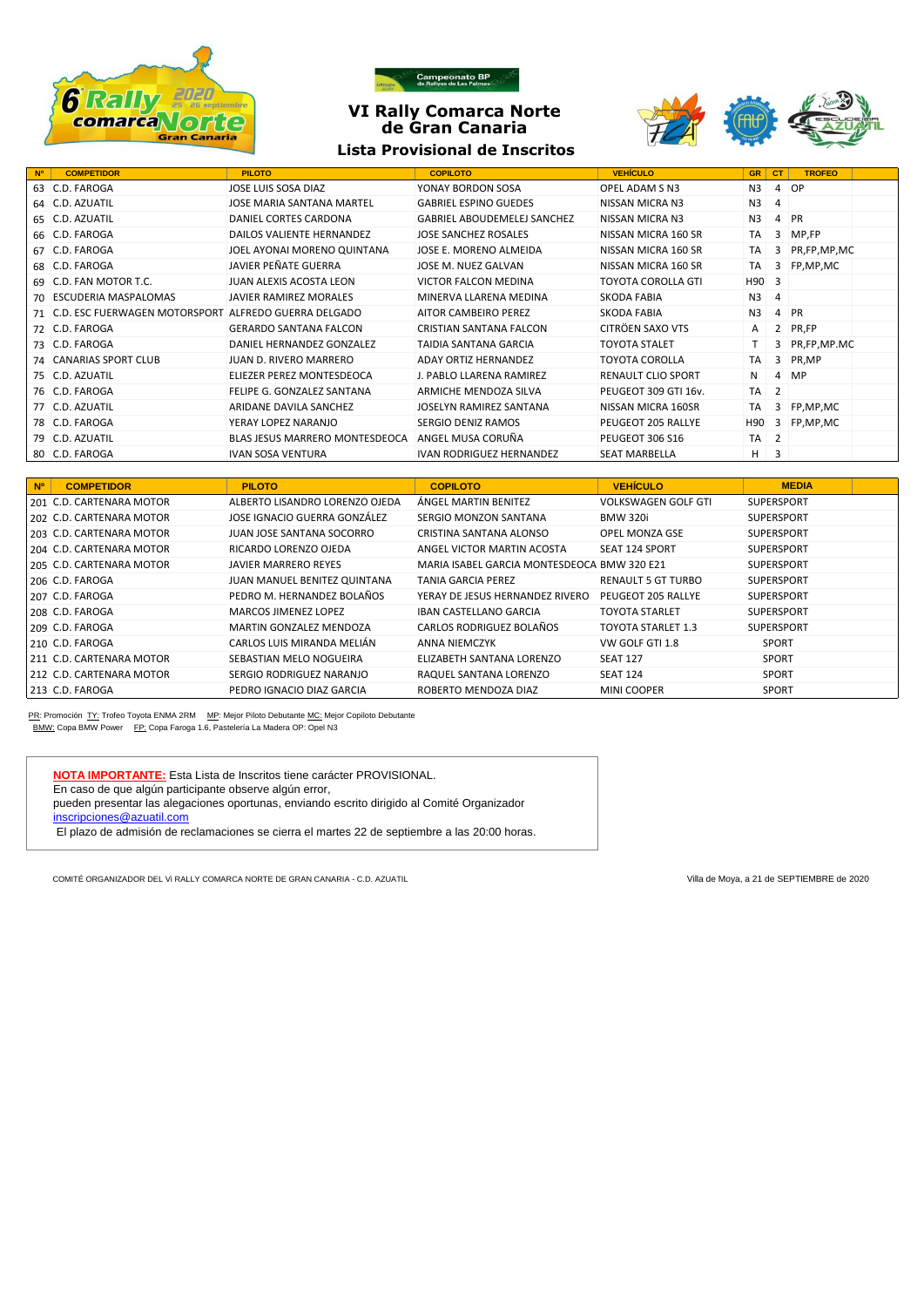# VI Rally Comarca Norte de Gran Canaria

## Lista Provisional de Inscritos

| Nº | COMPETIDOR | PILOTO | COPILOTO | VEHÍCULO | GR | CT | TROFEO |
|---|---|---|---|---|---|---|---|
| 63 | C.D. FAROGA | JOSE LUIS SOSA DIAZ | YONAY BORDON SOSA | OPEL ADAM S N3 | N3 | 4 | OP |
| 64 | C.D. AZUATIL | JOSE MARIA SANTANA MARTEL | GABRIEL ESPINO GUEDES | NISSAN MICRA N3 | N3 | 4 | |
| 65 | C.D. AZUATIL | DANIEL CORTES CARDONA | GABRIEL ABOUDEMELEJ SANCHEZ | NISSAN MICRA N3 | N3 | 4 | PR |
| 66 | C.D. FAROGA | DAILOS VALIENTE HERNANDEZ | JOSE SANCHEZ ROSALES | NISSAN MICRA 160 SR | TA | 3 | MP,FP |
| 67 | C.D. FAROGA | JOEL AYONAI MORENO QUINTANA | JOSE E. MORENO ALMEIDA | NISSAN MICRA 160 SR | TA | 3 | PR,FP,MP,MC |
| 68 | C.D. FAROGA | JAVIER PEÑATE GUERRA | JOSE M. NUEZ GALVAN | NISSAN MICRA 160 SR | TA | 3 | FP,MP,MC |
| 69 | C.D. FAN MOTOR T.C. | JUAN ALEXIS ACOSTA LEON | VICTOR FALCON MEDINA | TOYOTA COROLLA GTI | H90 | 3 | |
| 70 | ESCUDERIA MASPALOMAS | JAVIER RAMIREZ MORALES | MINERVA LLARENA MEDINA | SKODA FABIA | N3 | 4 | |
| 71 | C.D. ESC FUERWAGEN MOTORSPORT | ALFREDO GUERRA DELGADO | AITOR CAMBEIRO PEREZ | SKODA FABIA | N3 | 4 | PR |
| 72 | C.D. FAROGA | GERARDO SANTANA FALCON | CRISTIAN SANTANA FALCON | CITRÖEN SAXO VTS | A | 2 | PR,FP |
| 73 | C.D. FAROGA | DANIEL HERNANDEZ GONZALEZ | TAIDIA SANTANA GARCIA | TOYOTA STALET | T | 3 | PR,FP,MP.MC |
| 74 | CANARIAS SPORT CLUB | JUAN D. RIVERO MARRERO | ADAY ORTIZ HERNANDEZ | TOYOTA COROLLA | TA | 3 | PR,MP |
| 75 | C.D. AZUATIL | ELIEZER PEREZ MONTESDEOCA | J. PABLO LLARENA RAMIREZ | RENAULT CLIO SPORT | N | 4 | MP |
| 76 | C.D. FAROGA | FELIPE G. GONZALEZ SANTANA | ARMICHE MENDOZA SILVA | PEUGEOT 309 GTI 16v. | TA | 2 | |
| 77 | C.D. AZUATIL | ARIDANE DAVILA SANCHEZ | JOSELYN RAMIREZ SANTANA | NISSAN MICRA 160SR | TA | 3 | FP,MP,MC |
| 78 | C.D. FAROGA | YERAY LOPEZ NARANJO | SERGIO DENIZ RAMOS | PEUGEOT 205 RALLYE | H90 | 3 | FP,MP,MC |
| 79 | C.D. AZUATIL | BLAS JESUS MARRERO MONTESDEOCA | ANGEL MUSA CORUÑA | PEUGEOT 306 S16 | TA | 2 | |
| 80 | C.D. FAROGA | IVAN SOSA VENTURA | IVAN RODRIGUEZ HERNANDEZ | SEAT MARBELLA | H | 3 | |

| Nº | COMPETIDOR | PILOTO | COPILOTO | VEHÍCULO | MEDIA |
|---|---|---|---|---|---|
| 201 | C.D. CARTENARA MOTOR | ALBERTO LISANDRO LORENZO OJEDA | ÁNGEL MARTIN BENITEZ | VOLKSWAGEN GOLF GTI | SUPERSPORT |
| 202 | C.D. CARTENARA MOTOR | JOSE IGNACIO GUERRA GONZÁLEZ | SERGIO MONZON SANTANA | BMW 320i | SUPERSPORT |
| 203 | C.D. CARTENARA MOTOR | JUAN JOSE SANTANA SOCORRO | CRISTINA SANTANA ALONSO | OPEL MONZA GSE | SUPERSPORT |
| 204 | C.D. CARTENARA MOTOR | RICARDO LORENZO OJEDA | ANGEL VICTOR MARTIN ACOSTA | SEAT 124 SPORT | SUPERSPORT |
| 205 | C.D. CARTENARA MOTOR | JAVIER MARRERO REYES | MARIA ISABEL GARCIA MONTESDEOCA | BMW 320 E21 | SUPERSPORT |
| 206 | C.D. FAROGA | JUAN MANUEL BENITEZ QUINTANA | TANIA GARCIA PEREZ | RENAULT 5 GT TURBO | SUPERSPORT |
| 207 | C.D. FAROGA | PEDRO M. HERNANDEZ BOLAÑOS | YERAY DE JESUS HERNANDEZ RIVERO | PEUGEOT 205 RALLYE | SUPERSPORT |
| 208 | C.D. FAROGA | MARCOS JIMENEZ LOPEZ | IBAN CASTELLANO GARCIA | TOYOTA STARLET | SUPERSPORT |
| 209 | C.D. FAROGA | MARTIN GONZALEZ MENDOZA | CARLOS RODRIGUEZ BOLAÑOS | TOYOTA STARLET 1.3 | SUPERSPORT |
| 210 | C.D. FAROGA | CARLOS LUIS MIRANDA MELIÁN | ANNA NIEMCZYK | VW GOLF GTI 1.8 | SPORT |
| 211 | C.D. CARTENARA MOTOR | SEBASTIAN MELO NOGUEIRA | ELIZABETH SANTANA LORENZO | SEAT 127 | SPORT |
| 212 | C.D. CARTENARA MOTOR | SERGIO RODRIGUEZ NARANJO | RAQUEL SANTANA LORENZO | SEAT 124 | SPORT |
| 213 | C.D. FAROGA | PEDRO IGNACIO DIAZ GARCIA | ROBERTO MENDOZA DIAZ | MINI COOPER | SPORT |

PR: Promoción TY: Trofeo Toyota ENMA 2RM MP: Mejor Piloto Debutante MC: Mejor Copiloto Debutante
BMW: Copa BMW Power FP: Copa Faroga 1.6, Pastelería La Madera OP: Opel N3

**NOTA IMPORTANTE:** Esta Lista de Inscritos tiene carácter PROVISIONAL.
En caso de que algún participante observe algún error,
pueden presentar las alegaciones oportunas, enviando escrito dirigido al Comité Organizador
inscripciones@azuatil.com
El plazo de admisión de reclamaciones se cierra el martes 22 de septiembre a las 20:00 horas.

COMITÉ ORGANIZADOR DEL Vi RALLY COMARCA NORTE DE GRAN CANARIA - C.D. AZUATIL

Villa de Moya, a 21 de SEPTIEMBRE de 2020